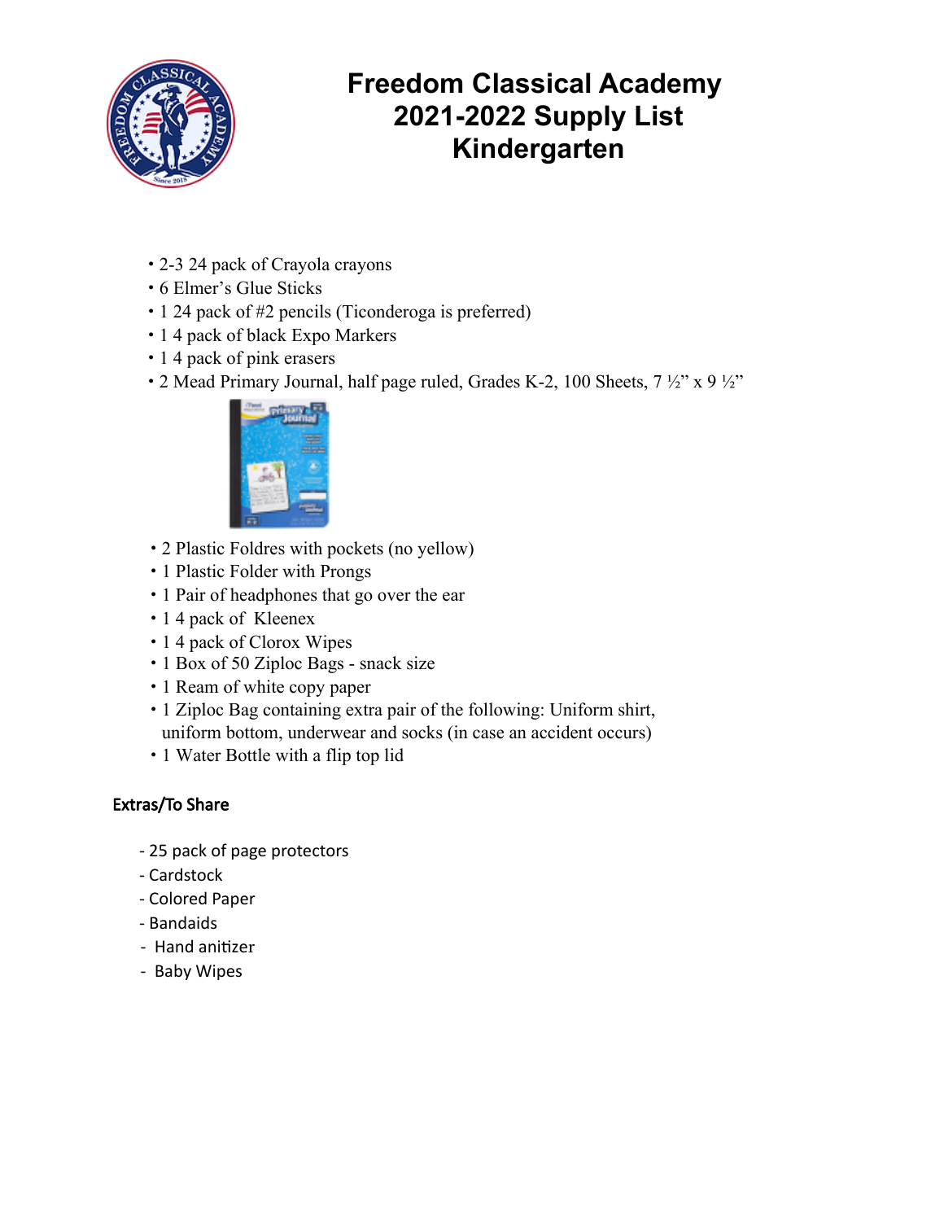# Freedom Classical Academy
# 2021-2022 Supply List
# Kindergarten

- 2-3 24 pack of Crayola crayons
- 6 Elmer's Glue Sticks
- 1 24 pack of #2 pencils (Ticonderoga is preferred)
- 1 4 pack of black Expo Markers
- 1 4 pack of pink erasers
- 2 Mead Primary Journal, half page ruled, Grades K-2, 100 Sheets, 7 ½" x 9 ½"

- 2 Plastic Foldres with pockets (no yellow)
- 1 Plastic Folder with Prongs
- 1 Pair of headphones that go over the ear
- 1 4 pack of Kleenex
- 1 4 pack of Clorox Wipes
- 1 Box of 50 Ziploc Bags - snack size
- 1 Ream of white copy paper
- 1 Ziploc Bag containing extra pair of the following: Uniform shirt, uniform bottom, underwear and socks (in case an accident occurs)
- 1 Water Bottle with a flip top lid

**Extras/To Share**

- 25 pack of page protectors
- Cardstock
- Colored Paper
- Bandaids
- Hand anitizer
- Baby Wipes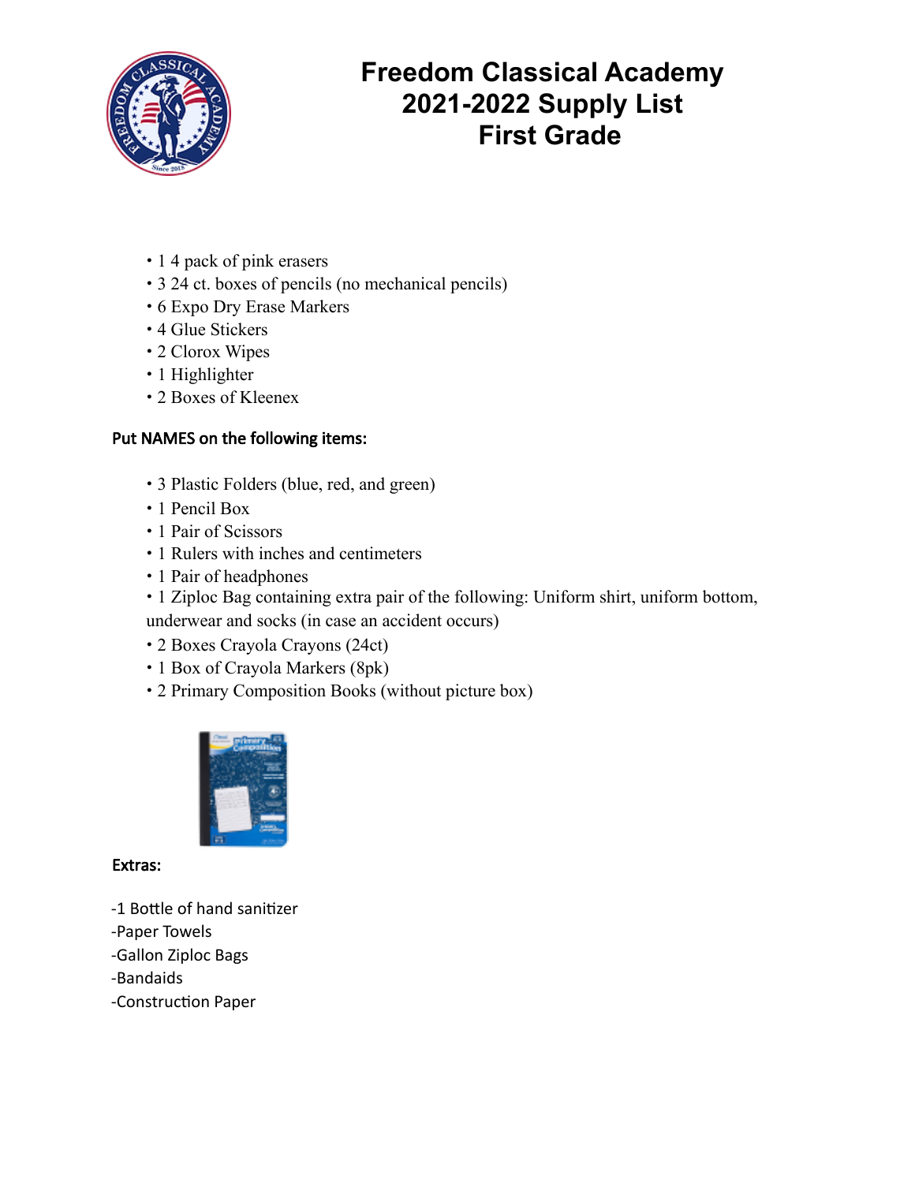# Freedom Classical Academy 2021-2022 Supply List First Grade

- 1 4 pack of pink erasers
- 3 24 ct. boxes of pencils (no mechanical pencils)
- 6 Expo Dry Erase Markers
- 4 Glue Stickers
- 2 Clorox Wipes
- 1 Highlighter
- 2 Boxes of Kleenex

**Put NAMES on the following items:**

- 3 Plastic Folders (blue, red, and green)
- 1 Pencil Box
- 1 Pair of Scissors
- 1 Rulers with inches and centimeters
- 1 Pair of headphones
- 1 Ziploc Bag containing extra pair of the following: Uniform shirt, uniform bottom, underwear and socks (in case an accident occurs)
- 2 Boxes Crayola Crayons (24ct)
- 1 Box of Crayola Markers (8pk)
- 2 Primary Composition Books (without picture box)

**Extras:**

-1 Bottle of hand sanitizer
-Paper Towels
-Gallon Ziploc Bags
-Bandaids
-Construction Paper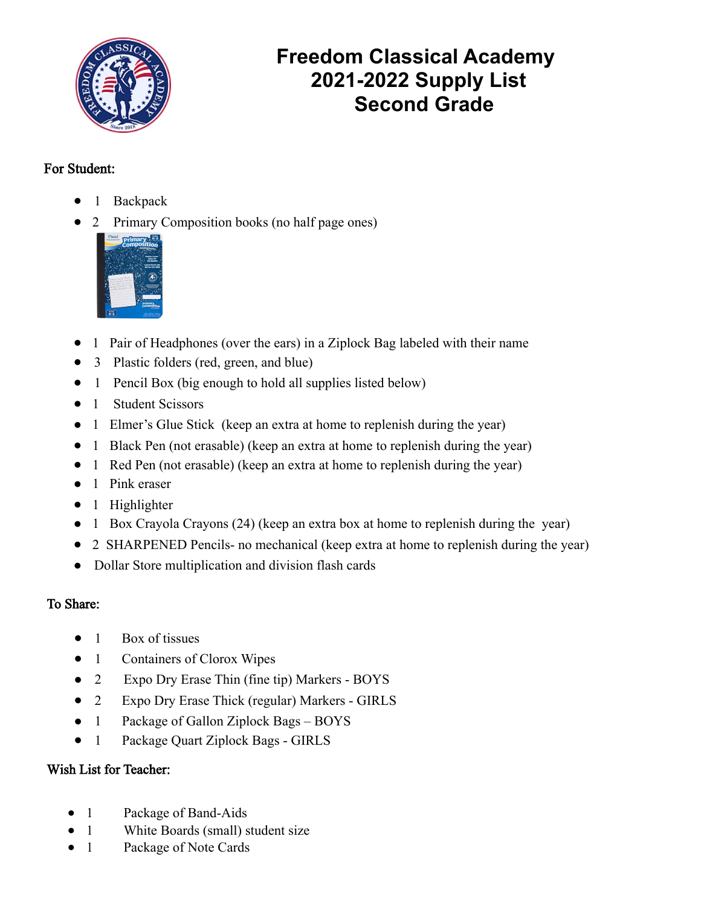# Freedom Classical Academy
# 2021-2022 Supply List
# Second Grade

**For Student:**

- 1 Backpack
- 2 Primary Composition books (no half page ones)
- 1 Pair of Headphones (over the ears) in a Ziplock Bag labeled with their name
- 3 Plastic folders (red, green, and blue)
- 1 Pencil Box (big enough to hold all supplies listed below)
- 1 Student Scissors
- 1 Elmer's Glue Stick (keep an extra at home to replenish during the year)
- 1 Black Pen (not erasable) (keep an extra at home to replenish during the year)
- 1 Red Pen (not erasable) (keep an extra at home to replenish during the year)
- 1 Pink eraser
- 1 Highlighter
- 1 Box Crayola Crayons (24) (keep an extra box at home to replenish during the year)
- 2 SHARPENED Pencils- no mechanical (keep extra at home to replenish during the year)
- Dollar Store multiplication and division flash cards

**To Share:**

- 1 Box of tissues
- 1 Containers of Clorox Wipes
- 2 Expo Dry Erase Thin (fine tip) Markers - BOYS
- 2 Expo Dry Erase Thick (regular) Markers - GIRLS
- 1 Package of Gallon Ziplock Bags – BOYS
- 1 Package Quart Ziplock Bags - GIRLS

**Wish List for Teacher:**

- 1 Package of Band-Aids
- 1 White Boards (small) student size
- 1 Package of Note Cards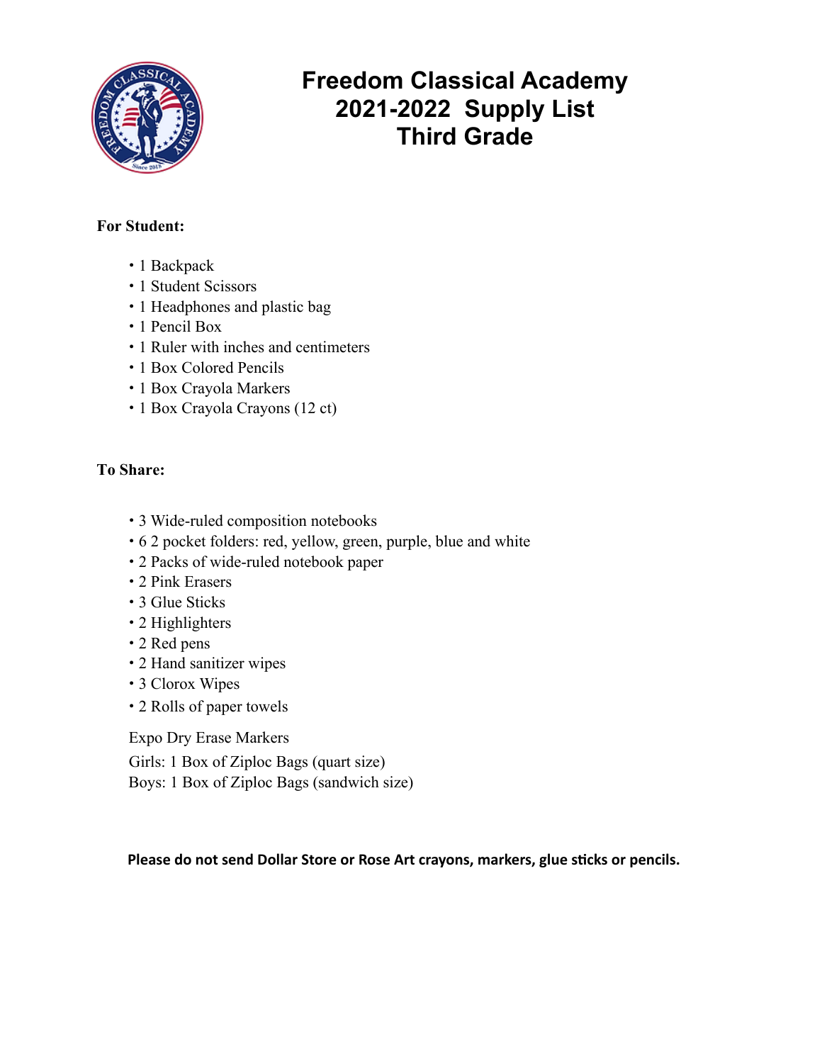# Freedom Classical Academy
# 2021-2022 Supply List
# Third Grade

**For Student:**

- 1 Backpack
- 1 Student Scissors
- 1 Headphones and plastic bag
- 1 Pencil Box
- 1 Ruler with inches and centimeters
- 1 Box Colored Pencils
- 1 Box Crayola Markers
- 1 Box Crayola Crayons (12 ct)

**To Share:**

- 3 Wide-ruled composition notebooks
- 6 2 pocket folders: red, yellow, green, purple, blue and white
- 2 Packs of wide-ruled notebook paper
- 2 Pink Erasers
- 3 Glue Sticks
- 2 Highlighters
- 2 Red pens
- 2 Hand sanitizer wipes
- 3 Clorox Wipes
- 2 Rolls of paper towels

Expo Dry Erase Markers

Girls: 1 Box of Ziploc Bags (quart size)

Boys: 1 Box of Ziploc Bags (sandwich size)

**Please do not send Dollar Store or Rose Art crayons, markers, glue sticks or pencils.**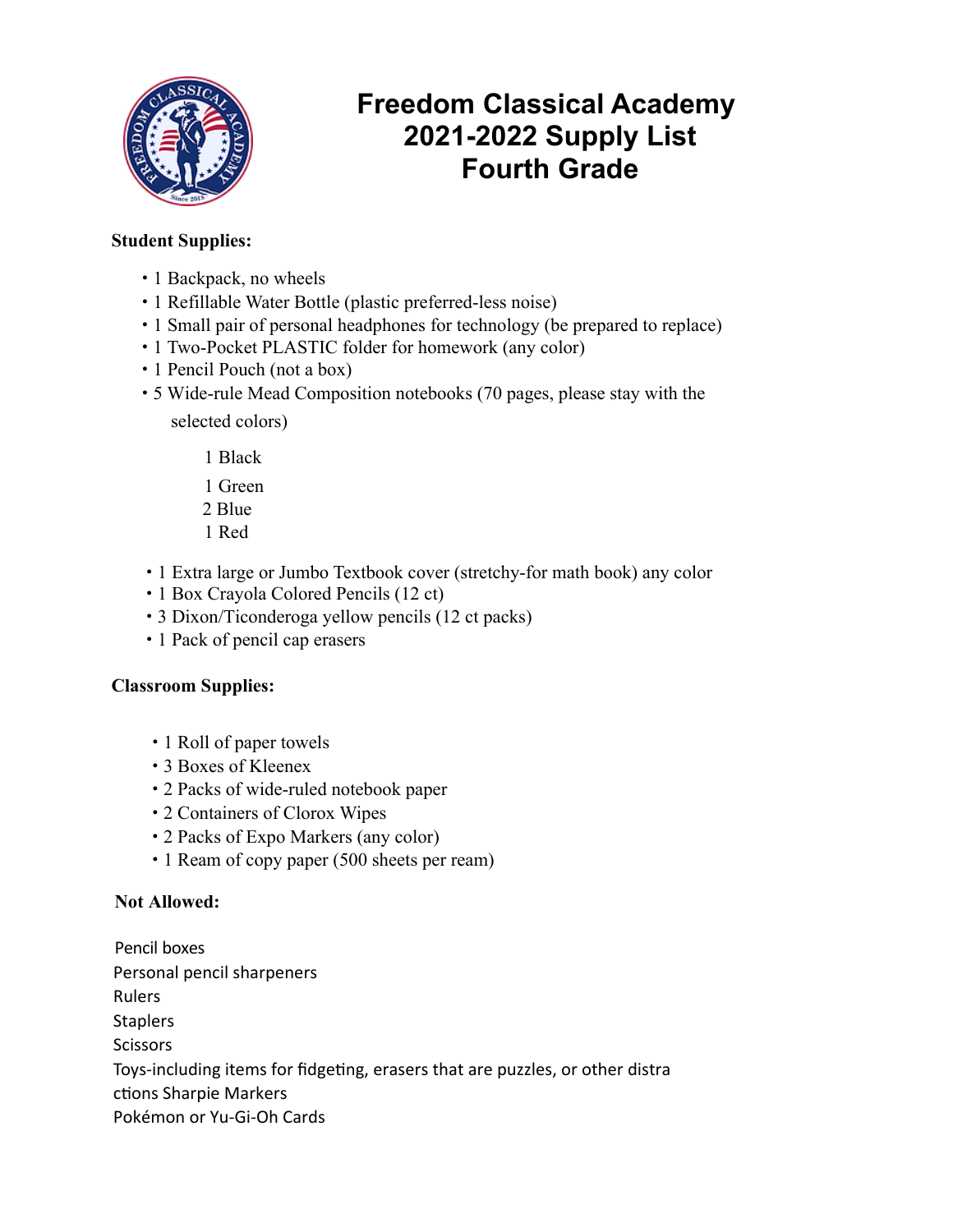# Freedom Classical Academy 2021-2022 Supply List Fourth Grade

**Student Supplies:**

- 1 Backpack, no wheels
- 1 Refillable Water Bottle (plastic preferred-less noise)
- 1 Small pair of personal headphones for technology (be prepared to replace)
- 1 Two-Pocket PLASTIC folder for homework (any color)
- 1 Pencil Pouch (not a box)
- 5 Wide-rule Mead Composition notebooks (70 pages, please stay with the selected colors)

  1 Black
  1 Green
  2 Blue
  1 Red

- 1 Extra large or Jumbo Textbook cover (stretchy-for math book) any color
- 1 Box Crayola Colored Pencils (12 ct)
- 3 Dixon/Ticonderoga yellow pencils (12 ct packs)
- 1 Pack of pencil cap erasers

**Classroom Supplies:**

- 1 Roll of paper towels
- 3 Boxes of Kleenex
- 2 Packs of wide-ruled notebook paper
- 2 Containers of Clorox Wipes
- 2 Packs of Expo Markers (any color)
- 1 Ream of copy paper (500 sheets per ream)

**Not Allowed:**

Pencil boxes
Personal pencil sharpeners
Rulers
Staplers
Scissors
Toys-including items for fidgeting, erasers that are puzzles, or other distractions
Sharpie Markers
Pokémon or Yu-Gi-Oh Cards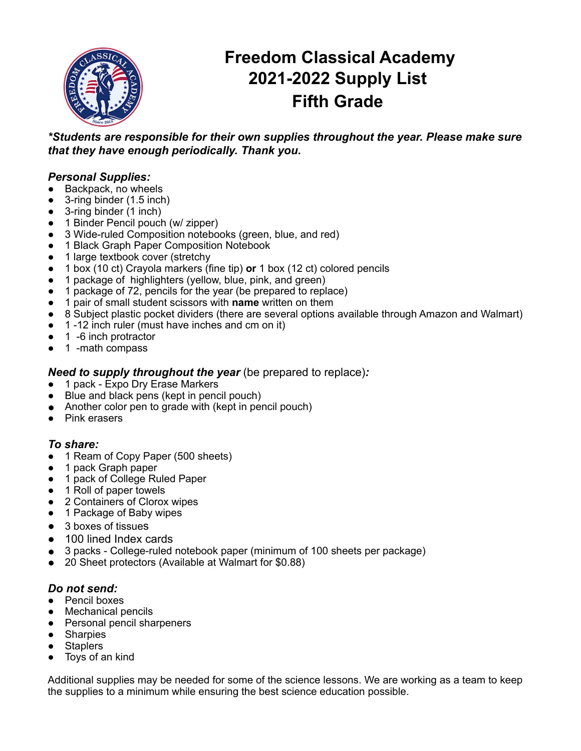# Freedom Classical Academy 2021-2022 Supply List Fifth Grade

***Students are responsible for their own supplies throughout the year. Please make sure that they have enough periodically. Thank you.***

***Personal Supplies:***

- Backpack, no wheels
- 3-ring binder (1.5 inch)
- 3-ring binder (1 inch)
- 1 Binder Pencil pouch (w/ zipper)
- 3 Wide-ruled Composition notebooks (green, blue, and red)
- 1 Black Graph Paper Composition Notebook
- 1 large textbook cover (stretchy
- 1 box (10 ct) Crayola markers (fine tip) **or** 1 box (12 ct) colored pencils
- 1 package of highlighters (yellow, blue, pink, and green)
- 1 package of 72, pencils for the year (be prepared to replace)
- 1 pair of small student scissors with **name** written on them
- 8 Subject plastic pocket dividers (there are several options available through Amazon and Walmart)
- 1 -12 inch ruler (must have inches and cm on it)
- 1 -6 inch protractor
- 1 -math compass

***Need to supply throughout the year*** (be prepared to replace)***:***

- 1 pack - Expo Dry Erase Markers
- Blue and black pens (kept in pencil pouch)
- Another color pen to grade with (kept in pencil pouch)
- Pink erasers

***To share:***

- 1 Ream of Copy Paper (500 sheets)
- 1 pack Graph paper
- 1 pack of College Ruled Paper
- 1 Roll of paper towels
- 2 Containers of Clorox wipes
- 1 Package of Baby wipes
- 3 boxes of tissues
- 100 lined Index cards
- 3 packs - College-ruled notebook paper (minimum of 100 sheets per package)
- 20 Sheet protectors (Available at Walmart for $0.88)

***Do not send:***

- Pencil boxes
- Mechanical pencils
- Personal pencil sharpeners
- Sharpies
- Staplers
- Toys of an kind

Additional supplies may be needed for some of the science lessons. We are working as a team to keep the supplies to a minimum while ensuring the best science education possible.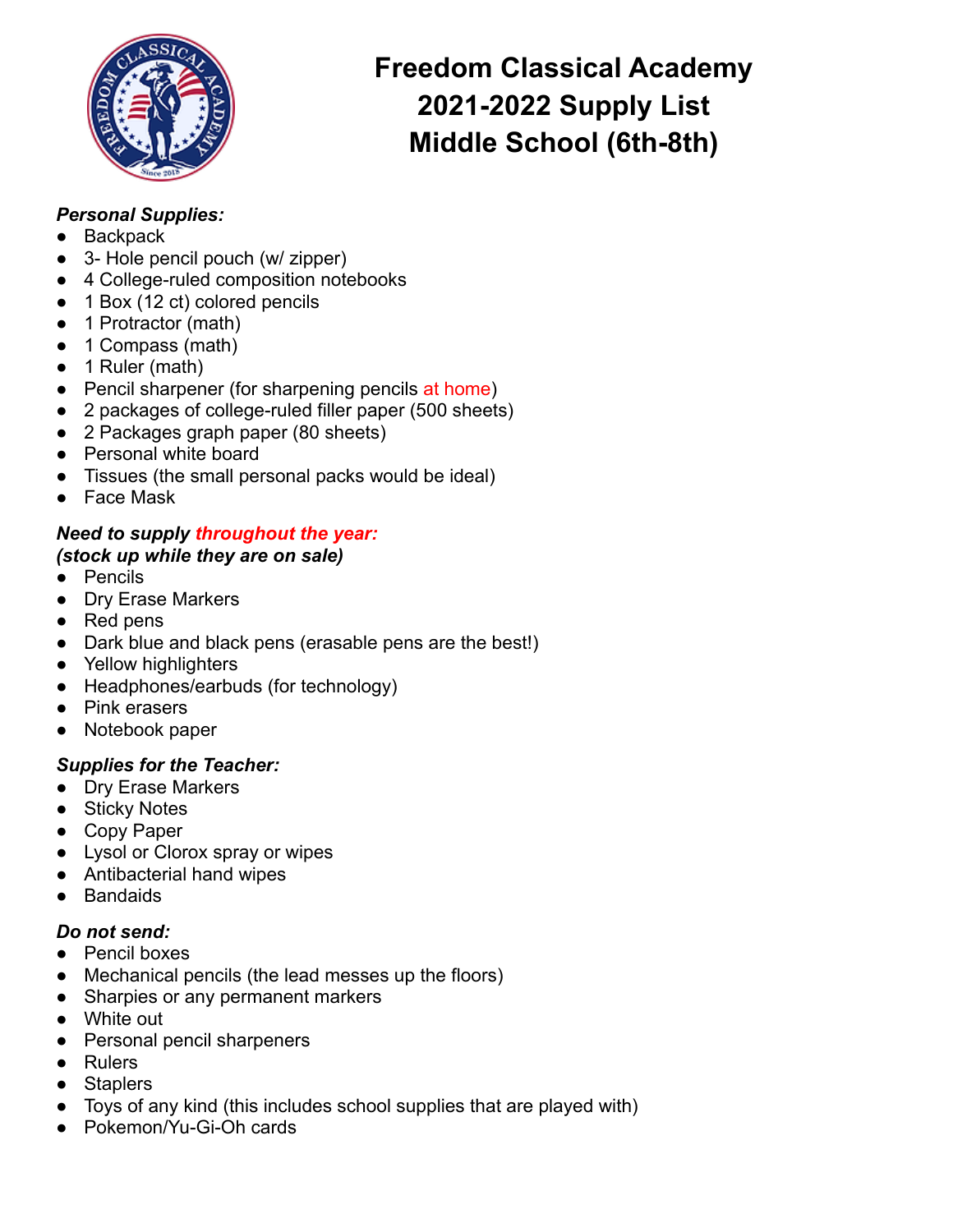# Freedom Classical Academy
# 2021-2022 Supply List
# Middle School (6th-8th)

***Personal Supplies:***

- Backpack
- 3- Hole pencil pouch (w/ zipper)
- 4 College-ruled composition notebooks
- 1 Box (12 ct) colored pencils
- 1 Protractor (math)
- 1 Compass (math)
- 1 Ruler (math)
- Pencil sharpener (for sharpening pencils at home)
- 2 packages of college-ruled filler paper (500 sheets)
- 2 Packages graph paper (80 sheets)
- Personal white board
- Tissues (the small personal packs would be ideal)
- Face Mask

***Need to supply throughout the year:***
***(stock up while they are on sale)***

- Pencils
- Dry Erase Markers
- Red pens
- Dark blue and black pens (erasable pens are the best!)
- Yellow highlighters
- Headphones/earbuds (for technology)
- Pink erasers
- Notebook paper

***Supplies for the Teacher:***

- Dry Erase Markers
- Sticky Notes
- Copy Paper
- Lysol or Clorox spray or wipes
- Antibacterial hand wipes
- Bandaids

***Do not send:***

- Pencil boxes
- Mechanical pencils (the lead messes up the floors)
- Sharpies or any permanent markers
- White out
- Personal pencil sharpeners
- Rulers
- Staplers
- Toys of any kind (this includes school supplies that are played with)
- Pokemon/Yu-Gi-Oh cards